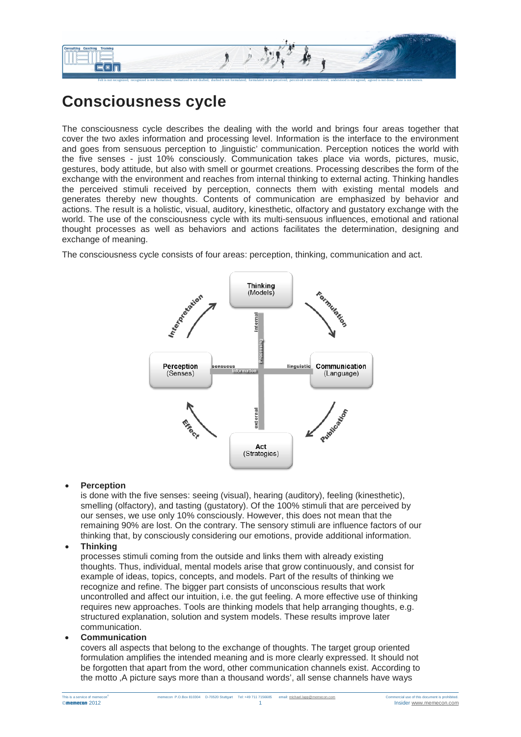# Consciousness cycle

The consciousness cycle describes the dealing with the world and brings four areas together that cover the two axles information and processing level. Information is the interface to the environment and goes from sensuous perception to ‚linguistic' communication. Perception notices the world with the five senses - just 10% consciously. Communication takes place via words, pictures, music, gestures, body attitude, but also with smell or gourmet creations. Processing describes the form of the exchange with the environment and reaches from internal thinking to external acting. Thinking handles the perceived stimuli received by perception, connects them with existing mental models and generates thereby new thoughts. Contents of communication are emphasized by behavior and actions. The result is a holistic, visual, auditory, kinesthetic, olfactory and gustatory exchange with the world. The use of the consciousness cycle with its multi-sensuous influences, emotional and rational thought processes as well as behaviors and actions facilitates the determination, designing and exchange of meaning.

The consciousness cycle consists of four areas: perception, thinking, communication and act.

- **Perception**
  is done with the five senses: seeing (visual), hearing (auditory), feeling (kinesthetic), smelling (olfactory), and tasting (gustatory). Of the 100% stimuli that are perceived by our senses, we use only 10% consciously. However, this does not mean that the remaining 90% are lost. On the contrary. The sensory stimuli are influence factors of our thinking that, by consciously considering our emotions, provide additional information.
- **Thinking**
  processes stimuli coming from the outside and links them with already existing thoughts. Thus, individual, mental models arise that grow continuously, and consist for example of ideas, topics, concepts, and models. Part of the results of thinking we recognize and refine. The bigger part consists of unconscious results that work uncontrolled and affect our intuition, i.e. the gut feeling. A more effective use of thinking requires new approaches. Tools are thinking models that help arranging thoughts, e.g. structured explanation, solution and system models. These results improve later communication.
- **Communication**
  covers all aspects that belong to the exchange of thoughts. The target group oriented formulation amplifies the intended meaning and is more clearly expressed. It should not be forgotten that apart from the word, other communication channels exist. According to the motto ‚A picture says more than a thousand words', all sense channels have ways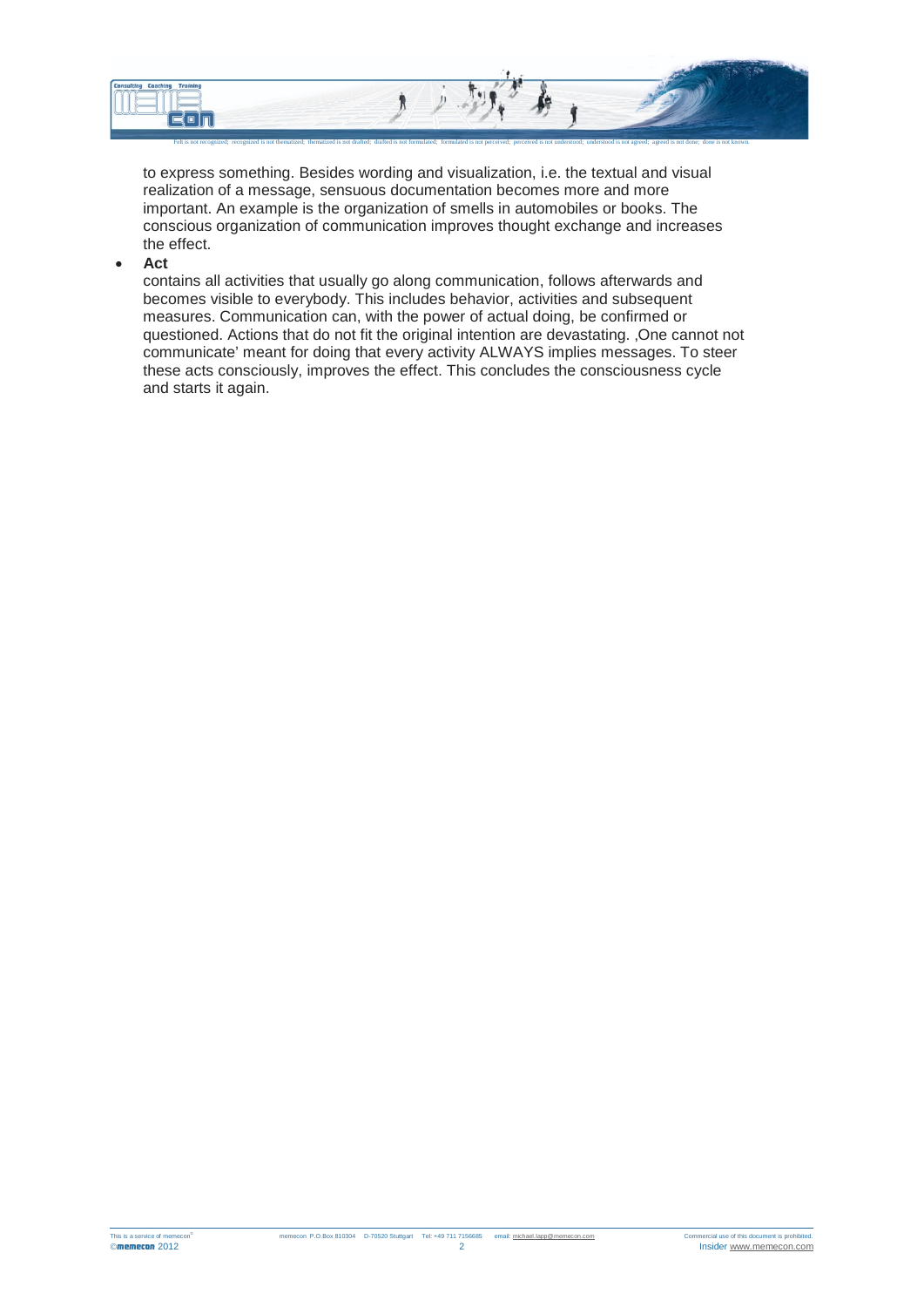to express something. Besides wording and visualization, i.e. the textual and visual realization of a message, sensuous documentation becomes more and more important. An example is the organization of smells in automobiles or books. The conscious organization of communication improves thought exchange and increases the effect.

- **Act**
  contains all activities that usually go along communication, follows afterwards and becomes visible to everybody. This includes behavior, activities and subsequent measures. Communication can, with the power of actual doing, be confirmed or questioned. Actions that do not fit the original intention are devastating. ‚One cannot not communicate' meant for doing that every activity ALWAYS implies messages. To steer these acts consciously, improves the effect. This concludes the consciousness cycle and starts it again.